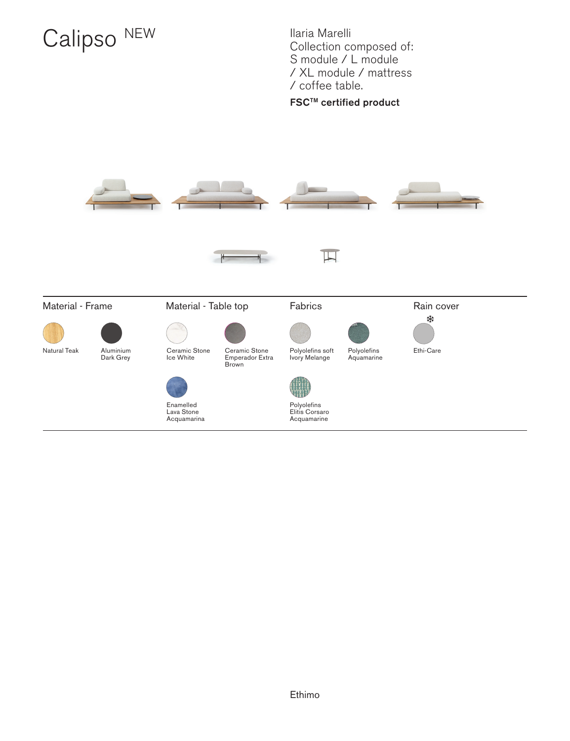# Calipso NEW

Ilaria Marelli
Collection composed of:
S module / L module
/ XL module / mattress
/ coffee table.

**FSC™ certified product**

### Material - Frame

- Natural Teak
- Aluminium Dark Grey

### Material - Table top

- Ceramic Stone Ice White
- Ceramic Stone Emperador Extra Brown
- Enamelled Lava Stone Acquamarina

### Fabrics

- Polyolefins soft Ivory Melange
- Polyolefins Aquamarine
- Polyolefins Elitis Corsaro Acquamarine

### Rain cover

- ❄ Ethi-Care

Ethimo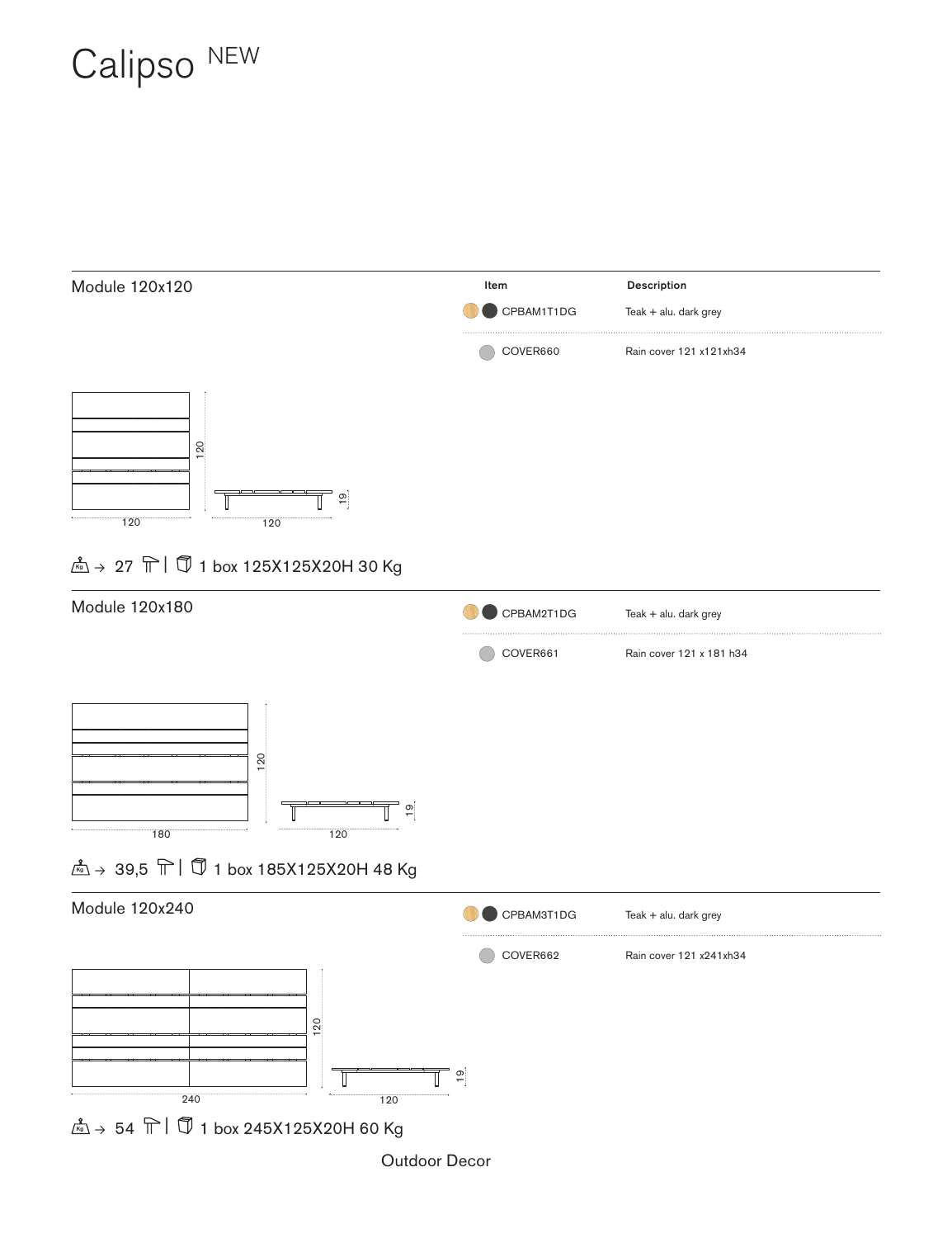# Calipso NEW

## Module 120x120

| Item | Description |
| --- | --- |
| CPBAM1T1DG | Teak + alu. dark grey |
| COVER660 | Rain cover 121 x121xh34 |

120 120 19 120

→ 27 | 1 box 125X125X20H 30 Kg

## Module 120x180

| Item | Description |
| --- | --- |
| CPBAM2T1DG | Teak + alu. dark grey |
| COVER661 | Rain cover 121 x 181 h34 |

120 19 180 120

→ 39,5 | 1 box 185X125X20H 48 Kg

## Module 120x240

| Item | Description |
| --- | --- |
| CPBAM3T1DG | Teak + alu. dark grey |
| COVER662 | Rain cover 121 x241xh34 |

120 19 240 120

→ 54 | 1 box 245X125X20H 60 Kg

Outdoor Decor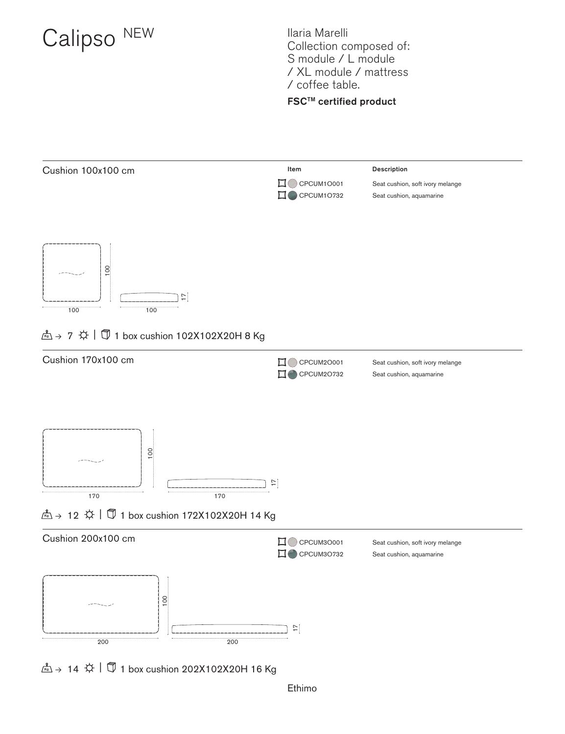# Calipso NEW

Ilaria Marelli
Collection composed of:
S module / L module
/ XL module / mattress
/ coffee table.

**FSC™ certified product**

## Cushion 100x100 cm

| Item | Description |
| --- | --- |
| CPCUM1O001 | Seat cushion, soft ivory melange |
| CPCUM1O732 | Seat cushion, aquamarine |

100 x 100 x 17

Kg → 7 | 1 box cushion 102X102X20H 8 Kg

## Cushion 170x100 cm

| Item | Description |
| --- | --- |
| CPCUM2O001 | Seat cushion, soft ivory melange |
| CPCUM2O732 | Seat cushion, aquamarine |

170 x 100 x 17

Kg → 12 | 1 box cushion 172X102X20H 14 Kg

## Cushion 200x100 cm

| Item | Description |
| --- | --- |
| CPCUM3O001 | Seat cushion, soft ivory melange |
| CPCUM3O732 | Seat cushion, aquamarine |

200 x 100 x 17

Kg → 14 | 1 box cushion 202X102X20H 16 Kg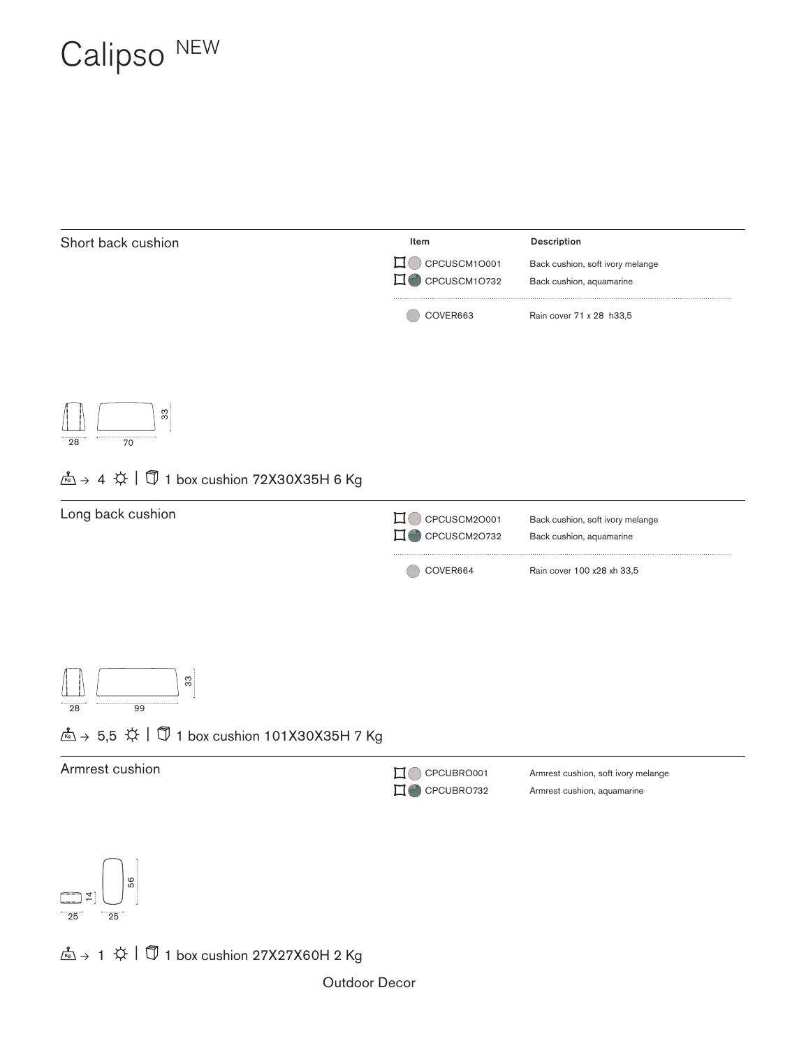# Calipso NEW

## Short back cushion

| Item | Description |
|---|---|
| CPCUSCM1O001 | Back cushion, soft ivory melange |
| CPCUSCM1O732 | Back cushion, aquamarine |
| COVER663 | Rain cover 71 x 28 h33,5 |

28 · 70 · 33

→ 4 | 1 box cushion 72X30X35H 6 Kg

## Long back cushion

| Item | Description |
|---|---|
| CPCUSCM2O001 | Back cushion, soft ivory melange |
| CPCUSCM2O732 | Back cushion, aquamarine |
| COVER664 | Rain cover 100 x28 xh 33,5 |

28 · 99 · 33

→ 5,5 | 1 box cushion 101X30X35H 7 Kg

## Armrest cushion

| Item | Description |
|---|---|
| CPCUBRO001 | Armrest cushion, soft ivory melange |
| CPCUBRO732 | Armrest cushion, aquamarine |

25 · 14 · 25 · 56

→ 1 | 1 box cushion 27X27X60H 2 Kg

Outdoor Decor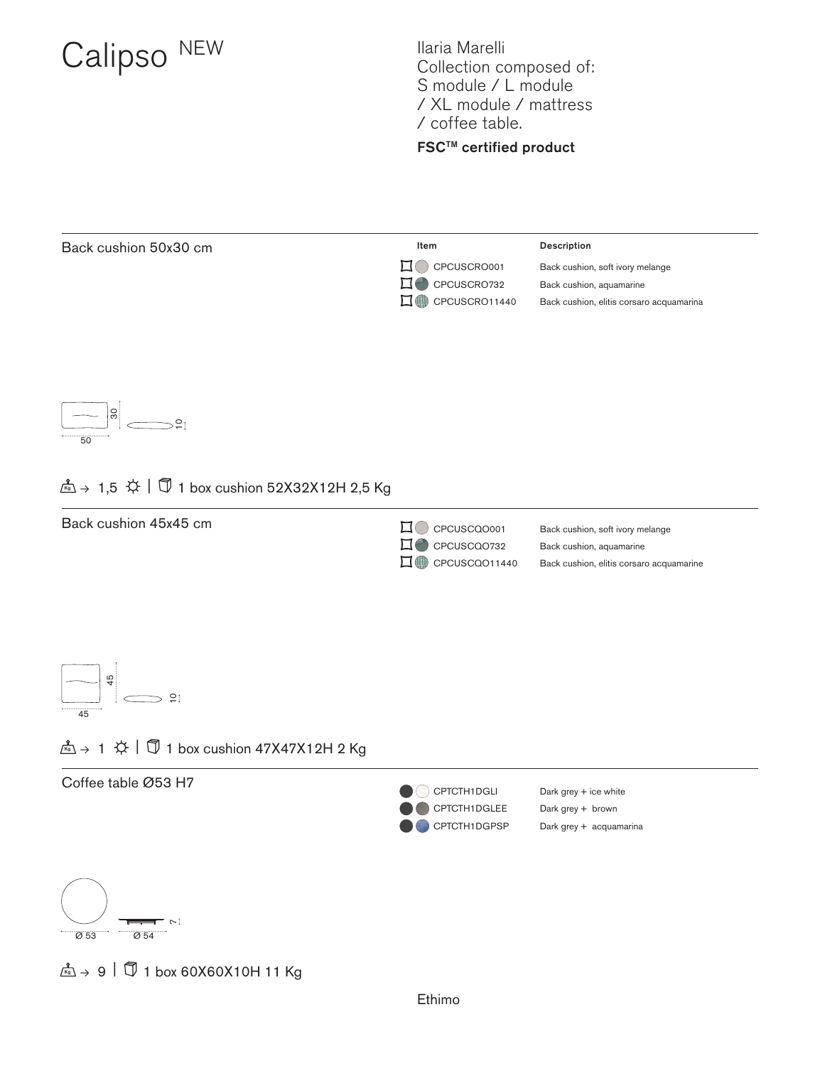# Calipso NEW

Ilaria Marelli
Collection composed of:
S module / L module
/ XL module / mattress
/ coffee table.

**FSC™ certified product**

## Back cushion 50x30 cm

| Item | Description |
| --- | --- |
| CPCUSCRO001 | Back cushion, soft ivory melange |
| CPCUSCRO732 | Back cushion, aquamarine |
| CPCUSCRO11440 | Back cushion, elitis corsaro acquamarina |

50 / 30 / 10

→ 1,5 | 1 box cushion 52X32X12H 2,5 Kg

## Back cushion 45x45 cm

| Item | Description |
| --- | --- |
| CPCUSCQO001 | Back cushion, soft ivory melange |
| CPCUSCQO732 | Back cushion, aquamarine |
| CPCUSCQO11440 | Back cushion, elitis corsaro acquamarina |

45 / 45 / 10

→ 1 | 1 box cushion 47X47X12H 2 Kg

## Coffee table Ø53 H7

| Item | Description |
| --- | --- |
| CPTCTH1DGLI | Dark grey + ice white |
| CPTCTH1DGLEE | Dark grey + brown |
| CPTCTH1DGPSP | Dark grey + acquamarina |

Ø 53 / Ø 54 / 7

→ 9 | 1 box 60X60X10H 11 Kg

Ethimo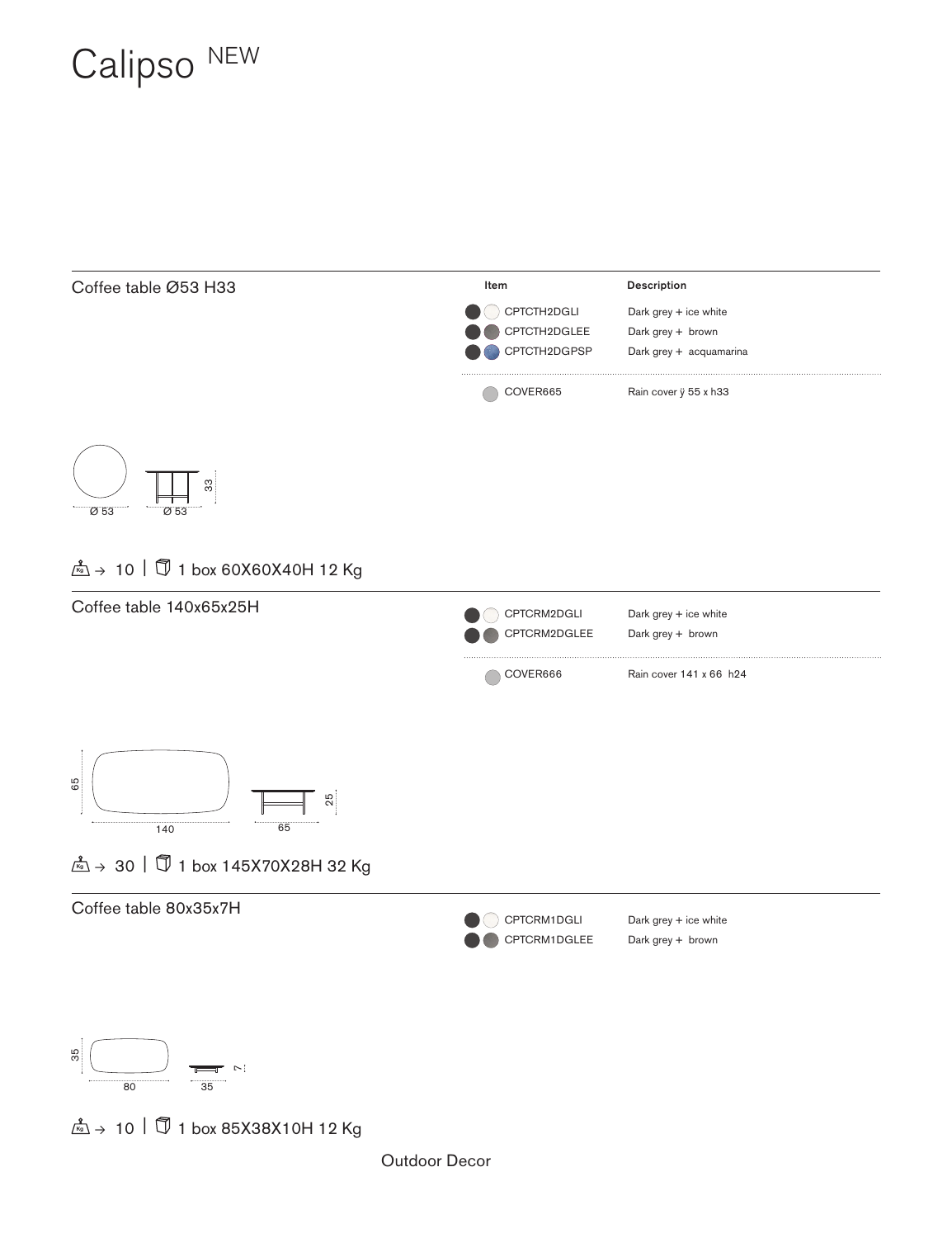# Calipso NEW

## Coffee table Ø53 H33

| Item | Description |
| --- | --- |
| CPTCTH2DGLI | Dark grey + ice white |
| CPTCTH2DGLEE | Dark grey + brown |
| CPTCTH2DGPSP | Dark grey + acquamarina |
| COVER665 | Rain cover ÿ 55 x h33 |

Ø 53

Ø 53

33

→ 10 | 1 box 60X60X40H 12 Kg

## Coffee table 140x65x25H

| Item | Description |
| --- | --- |
| CPTCRM2DGLI | Dark grey + ice white |
| CPTCRM2DGLEE | Dark grey + brown |
| COVER666 | Rain cover 141 x 66 h24 |

65

140

65

25

→ 30 | 1 box 145X70X28H 32 Kg

## Coffee table 80x35x7H

| Item | Description |
| --- | --- |
| CPTCRM1DGLI | Dark grey + ice white |
| CPTCRM1DGLEE | Dark grey + brown |

35

80

35

7

→ 10 | 1 box 85X38X10H 12 Kg

Outdoor Decor